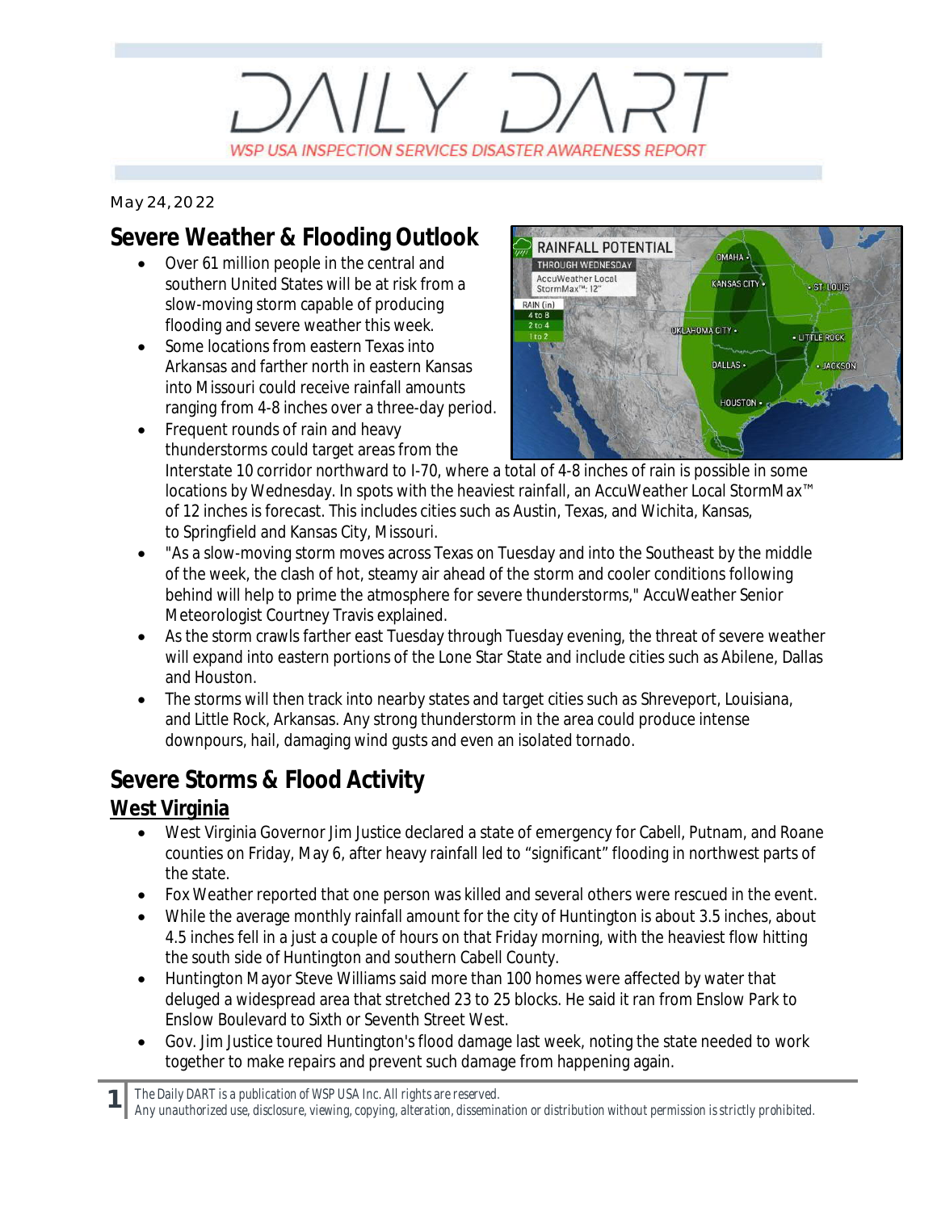# DAILY DART

WSP USA INSPECTION SERVICES DISASTER AWARENESS REPORT

May 24, 2022

## Severe Weather & Flooding Outlook

- Over 61 million people in the central and southern United States will be at risk from a slow-moving storm capable of producing flooding and severe weather this week.
- Some locations from eastern Texas into Arkansas and farther north in eastern Kansas into Missouri could receive rainfall amounts ranging from 4-8 inches over a three-day period.
- Frequent rounds of rain and heavy thunderstorms could target areas from the Interstate 10 corridor northward to I-70, where a total of 4-8 inches of rain is possible in some locations by Wednesday. In spots with the heaviest rainfall, an AccuWeather Local StormMax™ of 12 inches is forecast. This includes cities such as Austin, Texas, and Wichita, Kansas, to Springfield and Kansas City, Missouri.
- "As a slow-moving storm moves across Texas on Tuesday and into the Southeast by the middle of the week, the clash of hot, steamy air ahead of the storm and cooler conditions following behind will help to prime the atmosphere for severe thunderstorms," AccuWeather Senior Meteorologist Courtney Travis explained.
- As the storm crawls farther east Tuesday through Tuesday evening, the threat of severe weather will expand into eastern portions of the Lone Star State and include cities such as Abilene, Dallas and Houston.
- The storms will then track into nearby states and target cities such as Shreveport, Louisiana, and Little Rock, Arkansas. Any strong thunderstorm in the area could produce intense downpours, hail, damaging wind gusts and even an isolated tornado.

## Severe Storms & Flood Activity

### West Virginia

- West Virginia Governor Jim Justice declared a state of emergency for Cabell, Putnam, and Roane counties on Friday, May 6, after heavy rainfall led to "significant" flooding in northwest parts of the state.
- Fox Weather reported that one person was killed and several others were rescued in the event.
- While the average monthly rainfall amount for the city of Huntington is about 3.5 inches, about 4.5 inches fell in a just a couple of hours on that Friday morning, with the heaviest flow hitting the south side of Huntington and southern Cabell County.
- Huntington Mayor Steve Williams said more than 100 homes were affected by water that deluged a widespread area that stretched 23 to 25 blocks. He said it ran from Enslow Park to Enslow Boulevard to Sixth or Seventh Street West.
- Gov. Jim Justice toured Huntington's flood damage last week, noting the state needed to work together to make repairs and prevent such damage from happening again.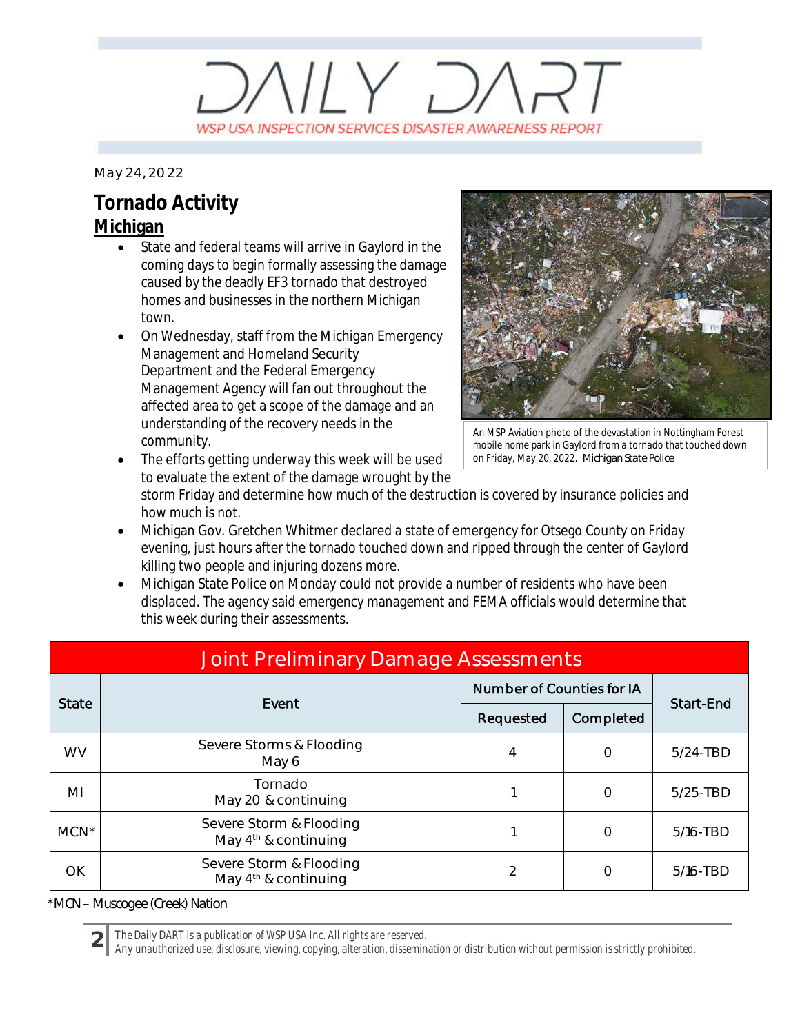# DAILY DART

WSP USA INSPECTION SERVICES DISASTER AWARENESS REPORT

May 24, 2022

## Tornado Activity

### Michigan

- State and federal teams will arrive in Gaylord in the coming days to begin formally assessing the damage caused by the deadly EF3 tornado that destroyed homes and businesses in the northern Michigan town.
- On Wednesday, staff from the Michigan Emergency Management and Homeland Security Department and the Federal Emergency Management Agency will fan out throughout the affected area to get a scope of the damage and an understanding of the recovery needs in the community.
- The efforts getting underway this week will be used to evaluate the extent of the damage wrought by the storm Friday and determine how much of the destruction is covered by insurance policies and how much is not.
- Michigan Gov. Gretchen Whitmer declared a state of emergency for Otsego County on Friday evening, just hours after the tornado touched down and ripped through the center of Gaylord killing two people and injuring dozens more.
- Michigan State Police on Monday could not provide a number of residents who have been displaced. The agency said emergency management and FEMA officials would determine that this week during their assessments.

An MSP Aviation photo of the devastation in Nottingham Forest mobile home park in Gaylord from a tornado that touched down on Friday, May 20, 2022. Michigan State Police

| Joint Preliminary Damage Assessments | | | | |
|---|---|---|---|---|
| State | Event | Number of Counties for IA | | Start-End |
| | | Requested | Completed | |
| WV | Severe Storms & Flooding May 6 | 4 | 0 | 5/24-TBD |
| MI | Tornado May 20 & continuing | 1 | 0 | 5/25-TBD |
| MCN* | Severe Storm & Flooding May 4th & continuing | 1 | 0 | 5/16-TBD |
| OK | Severe Storm & Flooding May 4th & continuing | 2 | 0 | 5/16-TBD |

*MCN – Muscogee (Creek) Nation

*The Daily DART is a publication of WSP USA Inc. All rights are reserved. Any unauthorized use, disclosure, viewing, copying, alteration, dissemination or distribution without permission is strictly prohibited.*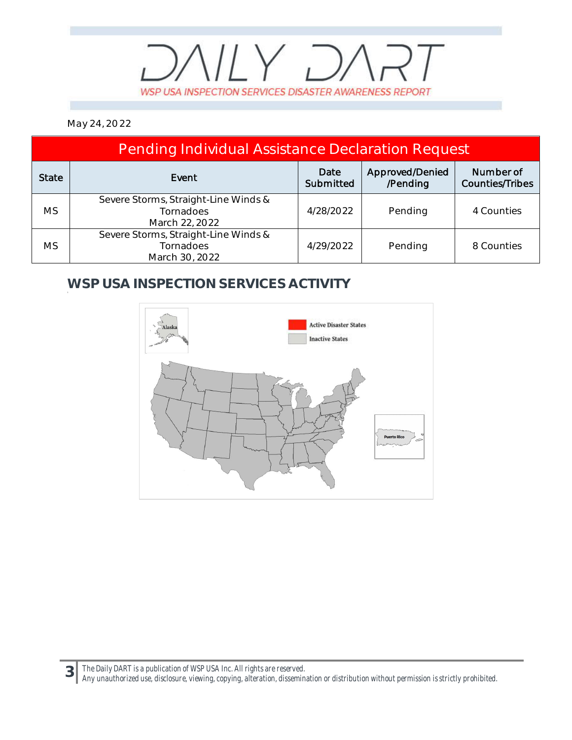# DAILY DART

WSP USA INSPECTION SERVICES DISASTER AWARENESS REPORT

May 24, 2022

| Pending Individual Assistance Declaration Request | | | | |
|---|---|---|---|---|
| State | Event | Date Submitted | Approved/Denied /Pending | Number of Counties/Tribes |
| MS | Severe Storms, Straight-Line Winds & Tornadoes March 22, 2022 | 4/28/2022 | Pending | 4 Counties |
| MS | Severe Storms, Straight-Line Winds & Tornadoes March 30, 2022 | 4/29/2022 | Pending | 8 Counties |

## WSP USA INSPECTION SERVICES ACTIVITY

Alaska

Active Disaster States

Inactive States

Puerto Rico

The Daily DART is a publication of WSP USA Inc. All rights are reserved.
Any unauthorized use, disclosure, viewing, copying, alteration, dissemination or distribution without permission is strictly prohibited.